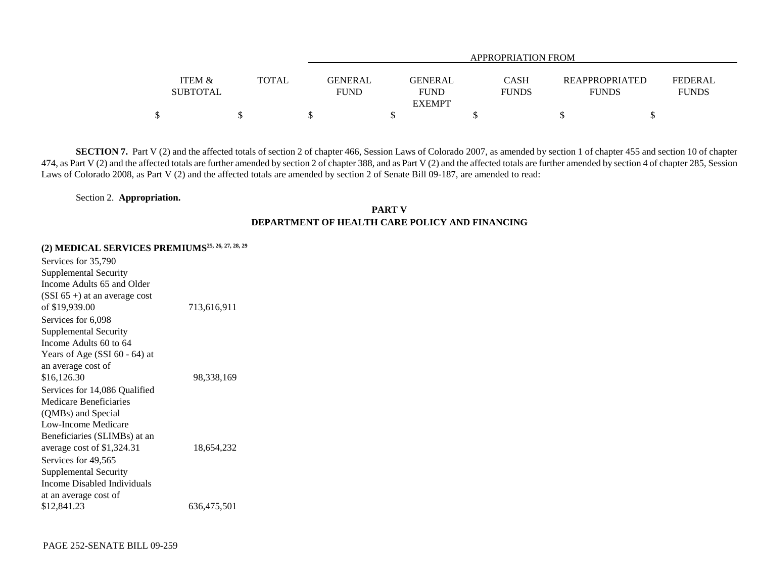| | ITEM & SUBTOTAL | TOTAL | APPROPRIATION FROM GENERAL FUND | GENERAL FUND EXEMPT | CASH FUNDS | REAPPROPRIATED FUNDS | FEDERAL FUNDS |
|---|---|---|---|---|---|---|---|
| | $ | $ | $ | $ | $ | $ | $ |

**SECTION 7.** Part V (2) and the affected totals of section 2 of chapter 466, Session Laws of Colorado 2007, as amended by section 1 of chapter 455 and section 10 of chapter 474, as Part V (2) and the affected totals are further amended by section 2 of chapter 388, and as Part V (2) and the affected totals are further amended by section 4 of chapter 285, Session Laws of Colorado 2008, as Part V (2) and the affected totals are amended by section 2 of Senate Bill 09-187, are amended to read:

Section 2. **Appropriation.**

**PART V**
**DEPARTMENT OF HEALTH CARE POLICY AND FINANCING**

**(2) MEDICAL SERVICES PREMIUMS[25, 26, 27, 28, 29]**

| | ITEM & SUBTOTAL | TOTAL | GENERAL FUND | GENERAL FUND EXEMPT | CASH FUNDS | REAPPROPRIATED FUNDS | FEDERAL FUNDS |
|---|---|---|---|---|---|---|---|
| Services for 35,790 Supplemental Security Income Adults 65 and Older (SSI 65 +) at an average cost of $19,939.00 | 713,616,911 | | | | | | |
| Services for 6,098 Supplemental Security Income Adults 60 to 64 Years of Age (SSI 60 - 64) at an average cost of $16,126.30 | 98,338,169 | | | | | | |
| Services for 14,086 Qualified Medicare Beneficiaries (QMBs) and Special Low-Income Medicare Beneficiaries (SLIMBs) at an average cost of $1,324.31 | 18,654,232 | | | | | | |
| Services for 49,565 Supplemental Security Income Disabled Individuals at an average cost of $12,841.23 | 636,475,501 | | | | | | |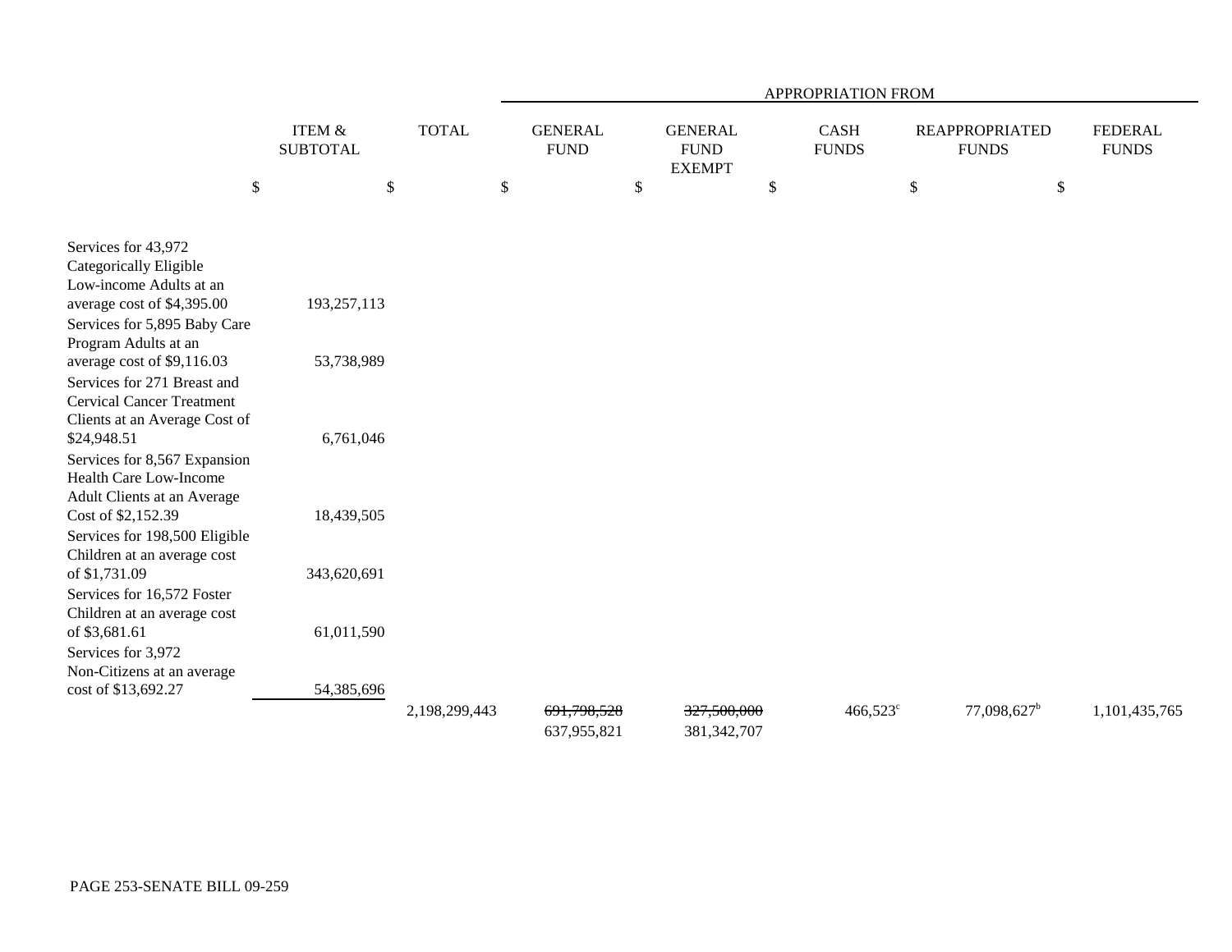| | ITEM & SUBTOTAL | TOTAL | APPROPRIATION FROM GENERAL FUND | GENERAL FUND EXEMPT | CASH FUNDS | REAPPROPRIATED FUNDS | FEDERAL FUNDS |
|---|---|---|---|---|---|---|---|
| | $ | $ | $ | $ | $ | $ | $ |
| Services for 43,972 Categorically Eligible Low-income Adults at an average cost of $4,395.00 | 193,257,113 | | | | | | |
| Services for 5,895 Baby Care Program Adults at an average cost of $9,116.03 | 53,738,989 | | | | | | |
| Services for 271 Breast and Cervical Cancer Treatment Clients at an Average Cost of $24,948.51 | 6,761,046 | | | | | | |
| Services for 8,567 Expansion Health Care Low-Income Adult Clients at an Average Cost of $2,152.39 | 18,439,505 | | | | | | |
| Services for 198,500 Eligible Children at an average cost of $1,731.09 | 343,620,691 | | | | | | |
| Services for 16,572 Foster Children at an average cost of $3,681.61 | 61,011,590 | | | | | | |
| Services for 3,972 Non-Citizens at an average cost of $13,692.27 | 54,385,696 | | | | | | |
| | | 2,198,299,443 | ~~691,798,528~~ 637,955,821 | ~~327,500,000~~ 381,342,707 | 466,523[c] | 77,098,627[b] | 1,101,435,765 |

PAGE 253-SENATE BILL 09-259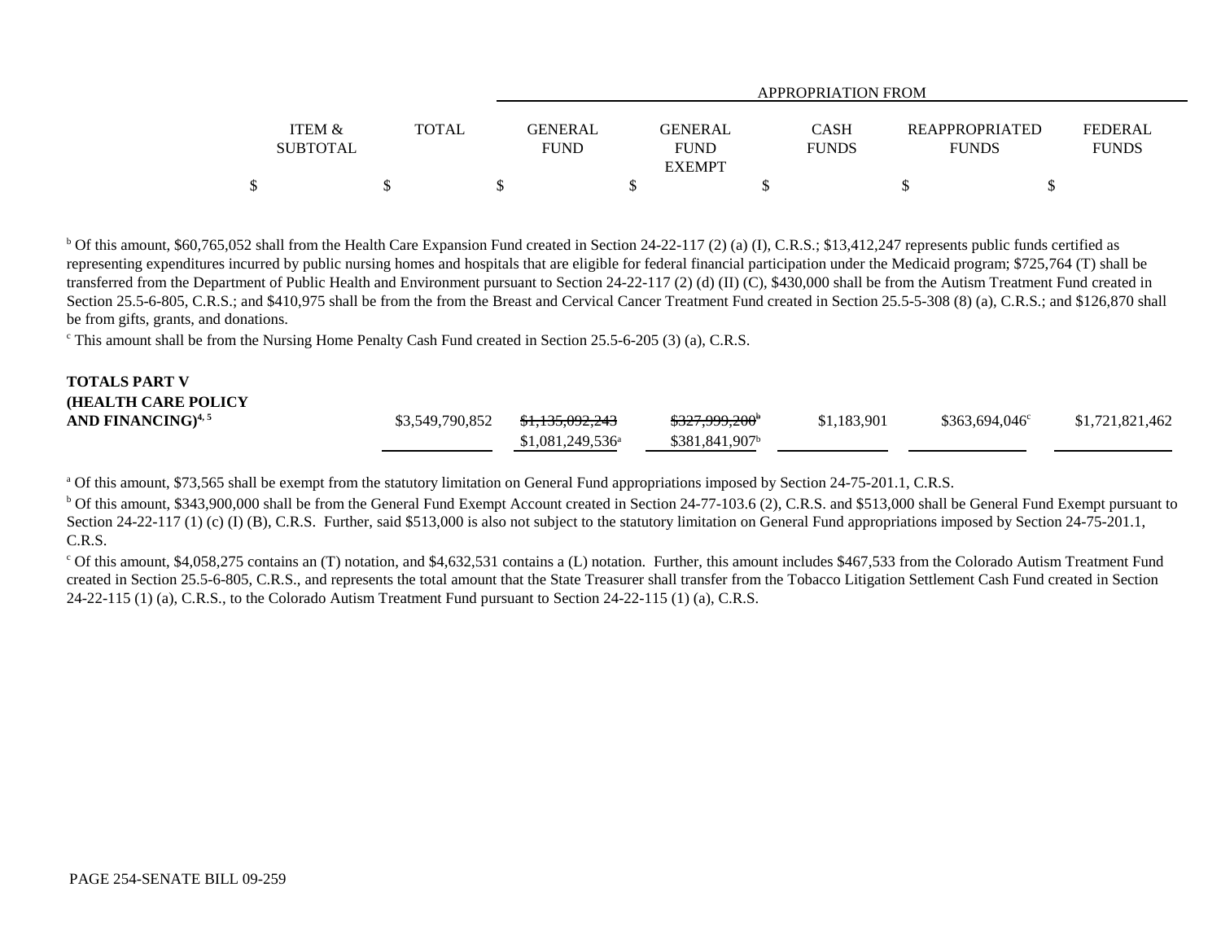| | ITEM & SUBTOTAL | TOTAL | GENERAL FUND | GENERAL FUND EXEMPT | CASH FUNDS | REAPPROPRIATED FUNDS | FEDERAL FUNDS |
|---|---|---|---|---|---|---|---|
| | | | APPROPRIATION FROM | | | | |
| | $ | $ | $ | $ | $ | $ | $ |

[b] Of this amount, $60,765,052 shall from the Health Care Expansion Fund created in Section 24-22-117 (2) (a) (I), C.R.S.; $13,412,247 represents public funds certified as representing expenditures incurred by public nursing homes and hospitals that are eligible for federal financial participation under the Medicaid program; $725,764 (T) shall be transferred from the Department of Public Health and Environment pursuant to Section 24-22-117 (2) (d) (II) (C), $430,000 shall be from the Autism Treatment Fund created in Section 25.5-6-805, C.R.S.; and $410,975 shall be from the from the Breast and Cervical Cancer Treatment Fund created in Section 25.5-5-308 (8) (a), C.R.S.; and $126,870 shall be from gifts, grants, and donations.

[c] This amount shall be from the Nursing Home Penalty Cash Fund created in Section 25.5-6-205 (3) (a), C.R.S.

| | ITEM & SUBTOTAL | TOTAL | GENERAL FUND | GENERAL FUND EXEMPT | CASH FUNDS | REAPPROPRIATED FUNDS | FEDERAL FUNDS |
|---|---|---|---|---|---|---|---|
| **TOTALS PART V (HEALTH CARE POLICY AND FINANCING)[4, 5]** | | $3,549,790,852 | ~~$1,135,092,243~~ $1,081,249,536[a] | ~~$327,999,200[b]~~ $381,841,907[b] | $1,183,901 | $363,694,046[c] | $1,721,821,462 |

[a] Of this amount, $73,565 shall be exempt from the statutory limitation on General Fund appropriations imposed by Section 24-75-201.1, C.R.S.

[b] Of this amount, $343,900,000 shall be from the General Fund Exempt Account created in Section 24-77-103.6 (2), C.R.S. and $513,000 shall be General Fund Exempt pursuant to Section 24-22-117 (1) (c) (I) (B), C.R.S. Further, said $513,000 is also not subject to the statutory limitation on General Fund appropriations imposed by Section 24-75-201.1, C.R.S.

[c] Of this amount, $4,058,275 contains an (T) notation, and $4,632,531 contains a (L) notation. Further, this amount includes $467,533 from the Colorado Autism Treatment Fund created in Section 25.5-6-805, C.R.S., and represents the total amount that the State Treasurer shall transfer from the Tobacco Litigation Settlement Cash Fund created in Section 24-22-115 (1) (a), C.R.S., to the Colorado Autism Treatment Fund pursuant to Section 24-22-115 (1) (a), C.R.S.